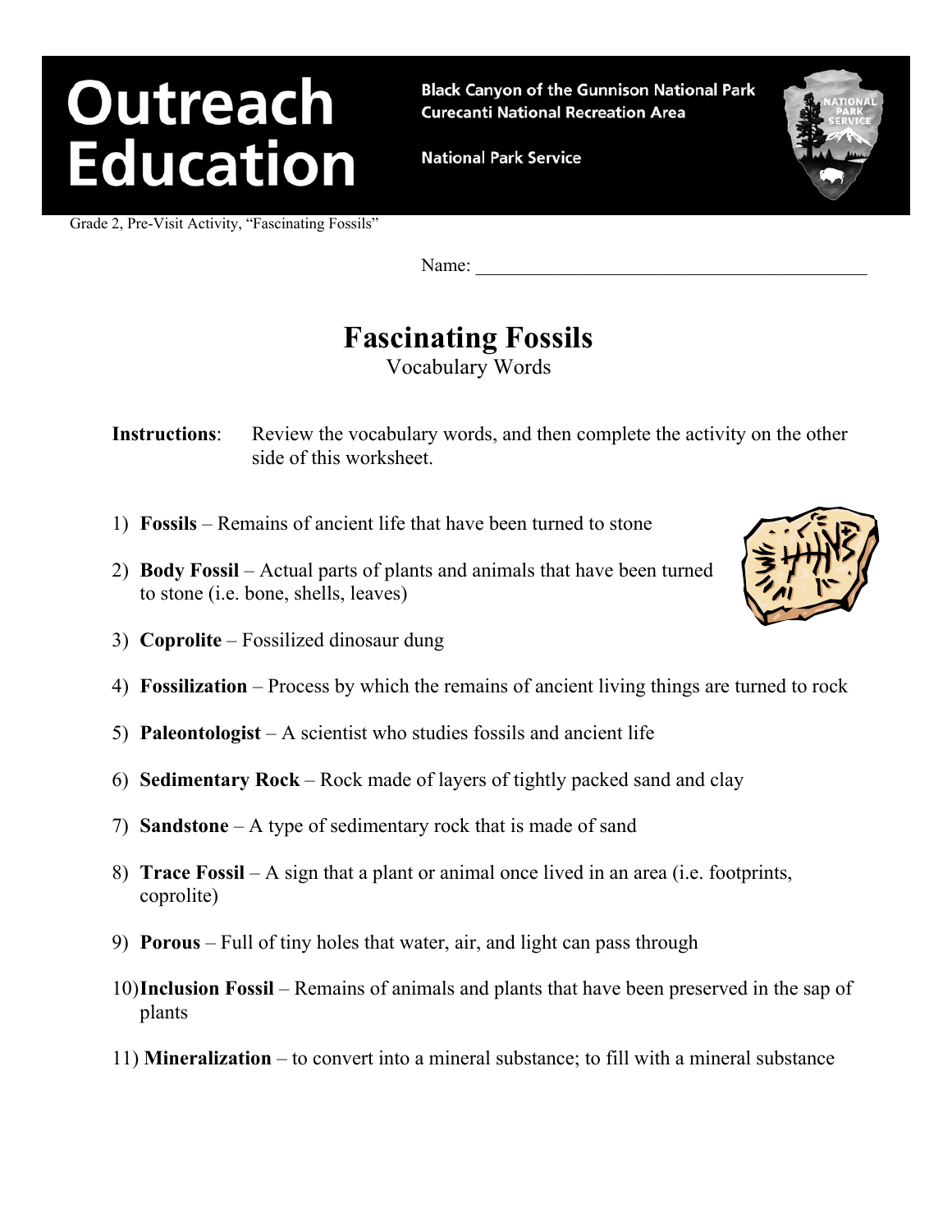# Outreach Education

**Black Canyon of the Gunnison National Park**
**Curecanti National Recreation Area**

**National Park Service**

Grade 2, Pre-Visit Activity, "Fascinating Fossils"

Name: ____________________________________________

## Fascinating Fossils

Vocabulary Words

**Instructions**: Review the vocabulary words, and then complete the activity on the other side of this worksheet.

1) **Fossils** – Remains of ancient life that have been turned to stone
2) **Body Fossil** – Actual parts of plants and animals that have been turned to stone (i.e. bone, shells, leaves)
3) **Coprolite** – Fossilized dinosaur dung
4) **Fossilization** – Process by which the remains of ancient living things are turned to rock
5) **Paleontologist** – A scientist who studies fossils and ancient life
6) **Sedimentary Rock** – Rock made of layers of tightly packed sand and clay
7) **Sandstone** – A type of sedimentary rock that is made of sand
8) **Trace Fossil** – A sign that a plant or animal once lived in an area (i.e. footprints, coprolite)
9) **Porous** – Full of tiny holes that water, air, and light can pass through
10) **Inclusion Fossil** – Remains of animals and plants that have been preserved in the sap of plants
11) **Mineralization** – to convert into a mineral substance; to fill with a mineral substance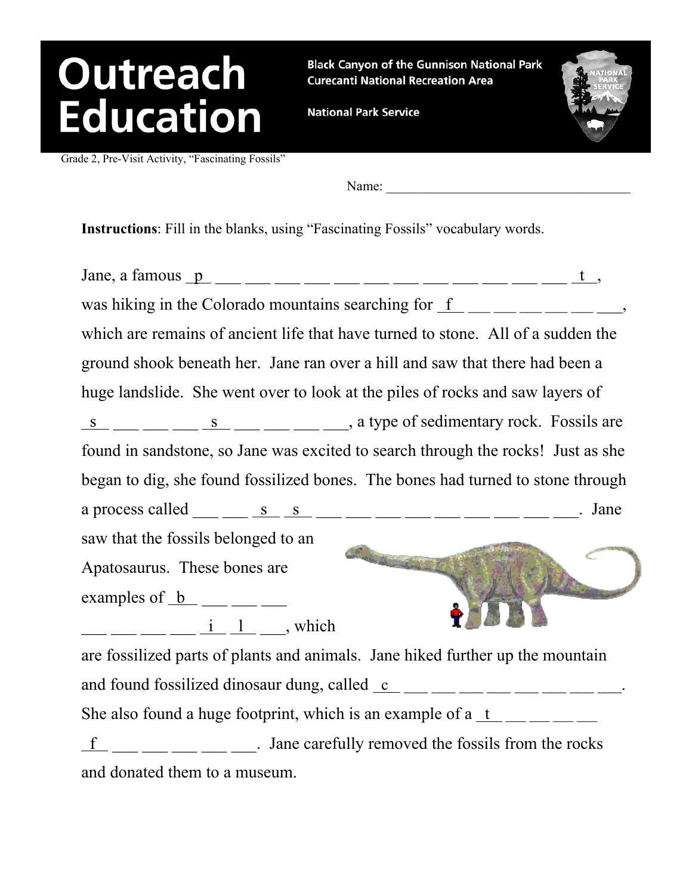# Outreach Education

**Black Canyon of the Gunnison National Park**
**Curecanti National Recreation Area**

**National Park Service**

Grade 2, Pre-Visit Activity, "Fascinating Fossils"

Name: ___________________________________

**Instructions**: Fill in the blanks, using "Fascinating Fossils" vocabulary words.

Jane, a famous _p_ ___ ___ ___ ___ ___ ___ ___ ___ ___ ___ ___ ___ _t_, was hiking in the Colorado mountains searching for _f_ ___ ___ ___ ___ ___ ___, which are remains of ancient life that have turned to stone. All of a sudden the ground shook beneath her. Jane ran over a hill and saw that there had been a huge landslide. She went over to look at the piles of rocks and saw layers of _s_ ___ ___ ___ _s_ ___ ___ ___ ___, a type of sedimentary rock. Fossils are found in sandstone, so Jane was excited to search through the rocks! Just as she began to dig, she found fossilized bones. The bones had turned to stone through a process called ___ ___ _s_ _s_ ___ ___ ___ ___ ___ ___ ___ ___ ___. Jane saw that the fossils belonged to an Apatosaurus. These bones are examples of _b_ ___ ___ ___ ___ ___ ___ ___ _i_ _l_ ___, which are fossilized parts of plants and animals. Jane hiked further up the mountain and found fossilized dinosaur dung, called _c_ ___ ___ ___ ___ ___ ___ ___ ___. She also found a huge footprint, which is an example of a _t_ ___ ___ ___ ___ _f_ ___ ___ ___ ___ ___. Jane carefully removed the fossils from the rocks and donated them to a museum.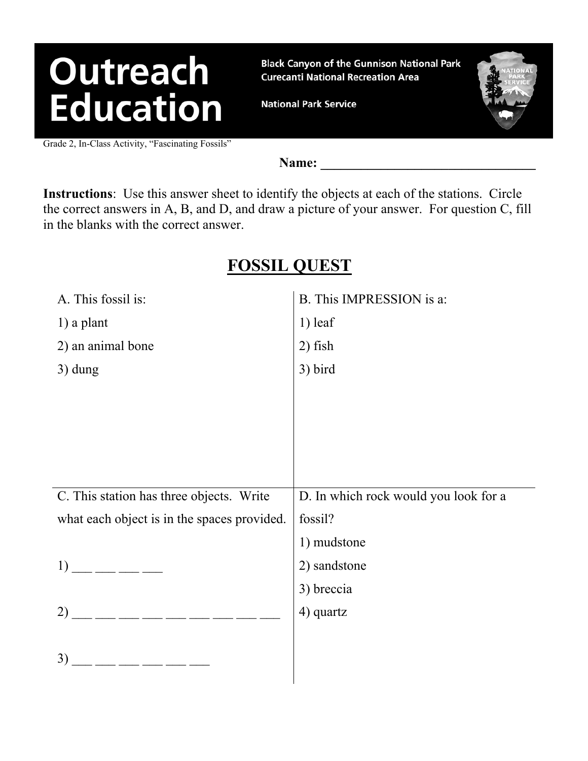# Outreach Education

**Black Canyon of the Gunnison National Park**
**Curecanti National Recreation Area**

**National Park Service**

Grade 2, In-Class Activity, "Fascinating Fossils"

**Name:** ________________________________

**Instructions**: Use this answer sheet to identify the objects at each of the stations. Circle the correct answers in A, B, and D, and draw a picture of your answer. For question C, fill in the blanks with the correct answer.

## FOSSIL QUEST

A. This fossil is:

1) a plant
2) an animal bone
3) dung

B. This IMPRESSION is a:

1) leaf
2) fish
3) bird

C. This station has three objects. Write what each object is in the spaces provided.

1) ___ ___ ___ ___

2) ___ ___ ___ ___ ___ ___ ___ ___ ___

3) ___ ___ ___ ___ ___ ___

D. In which rock would you look for a fossil?

1) mudstone
2) sandstone
3) breccia
4) quartz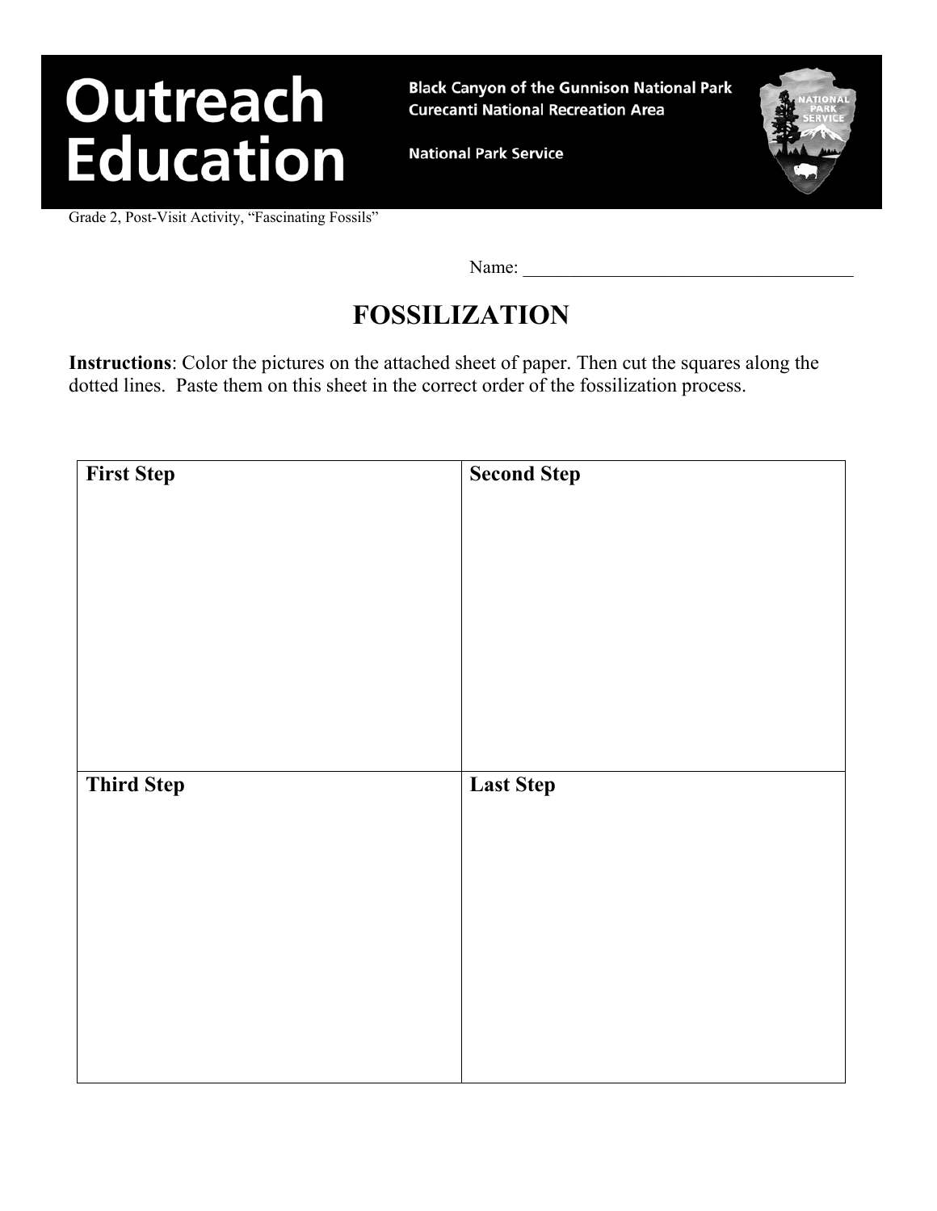# Outreach Education

**Black Canyon of the Gunnison National Park**
**Curecanti National Recreation Area**

**National Park Service**

Grade 2, Post-Visit Activity, "Fascinating Fossils"

Name: ______________________________________

## FOSSILIZATION

**Instructions**: Color the pictures on the attached sheet of paper. Then cut the squares along the dotted lines. Paste them on this sheet in the correct order of the fossilization process.

| **First Step** | **Second Step** |
|---|---|
| | |
| **Third Step** | **Last Step** |
| | |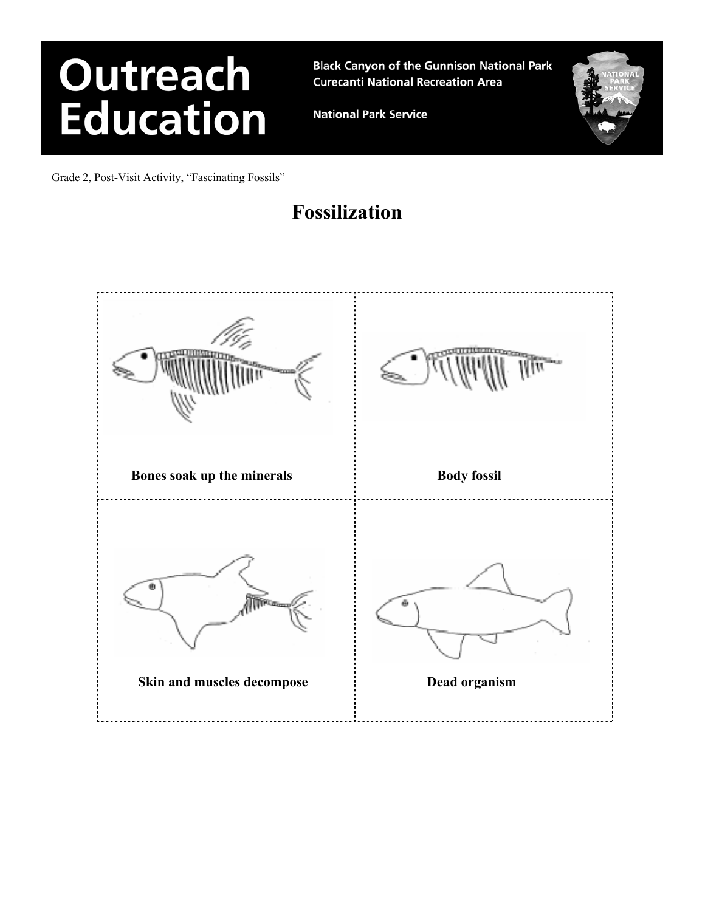# Outreach Education

**Black Canyon of the Gunnison National Park**
**Curecanti National Recreation Area**

**National Park Service**

Grade 2, Post-Visit Activity, "Fascinating Fossils"

## Fossilization

| | |
|---|---|
| **Bones soak up the minerals** | **Body fossil** |
| **Skin and muscles decompose** | **Dead organism** |